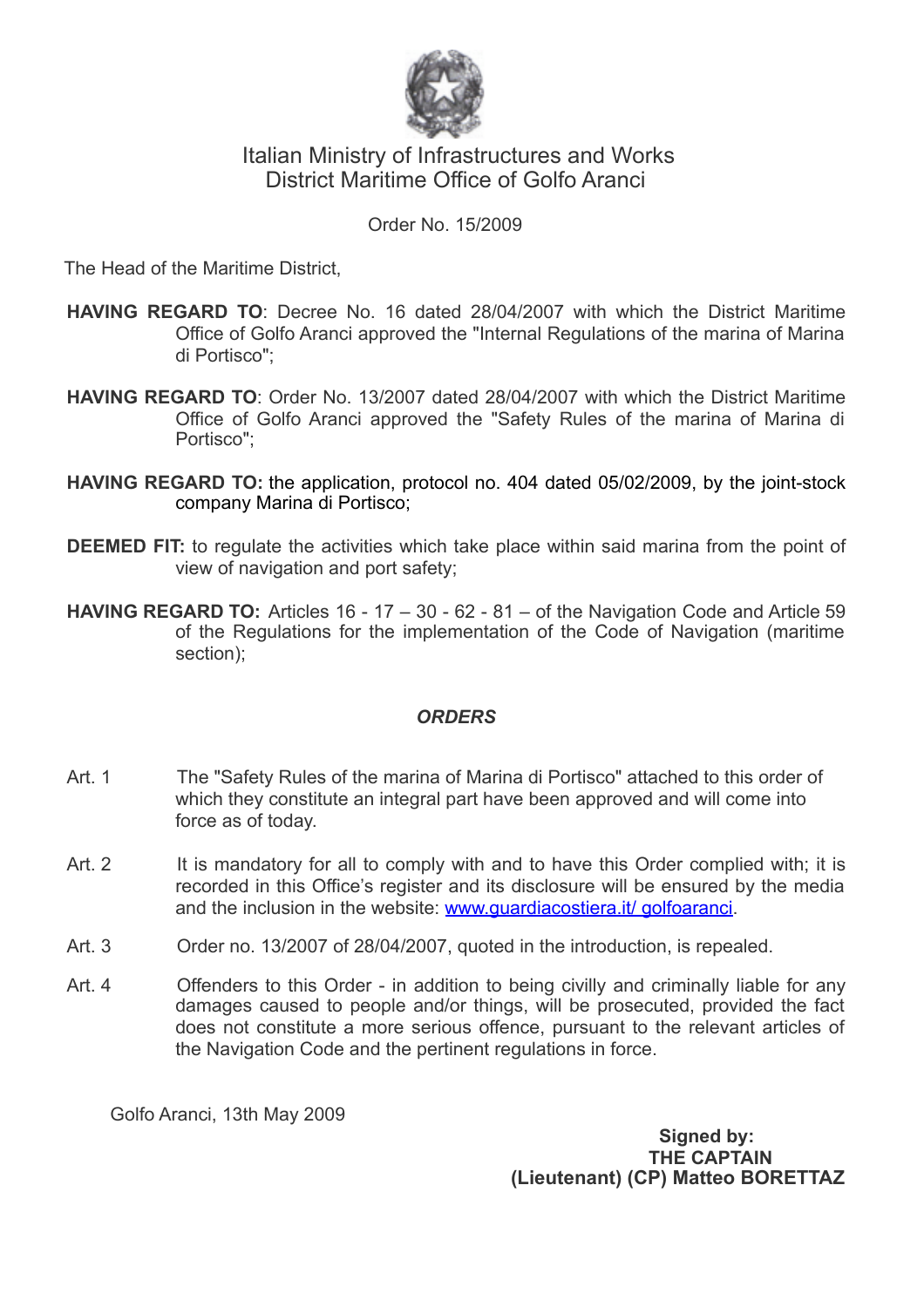Italian Ministry of Infrastructures and Works
District Maritime Office of Golfo Aranci

Order No. 15/2009

The Head of the Maritime District,

**HAVING REGARD TO**: Decree No. 16 dated 28/04/2007 with which the District Maritime Office of Golfo Aranci approved the "Internal Regulations of the marina of Marina di Portisco";

**HAVING REGARD TO**: Order No. 13/2007 dated 28/04/2007 with which the District Maritime Office of Golfo Aranci approved the "Safety Rules of the marina of Marina di Portisco";

**HAVING REGARD TO:** the application, protocol no. 404 dated 05/02/2009, by the joint-stock company Marina di Portisco;

**DEEMED FIT:** to regulate the activities which take place within said marina from the point of view of navigation and port safety;

**HAVING REGARD TO:** Articles 16 - 17 – 30 - 62 - 81 – of the Navigation Code and Article 59 of the Regulations for the implementation of the Code of Navigation (maritime section);

***ORDERS***

Art. 1 The "Safety Rules of the marina of Marina di Portisco" attached to this order of which they constitute an integral part have been approved and will come into force as of today.

Art. 2 It is mandatory for all to comply with and to have this Order complied with; it is recorded in this Office's register and its disclosure will be ensured by the media and the inclusion in the website: www.guardiacostiera.it/ golfoaranci.

Art. 3 Order no. 13/2007 of 28/04/2007, quoted in the introduction, is repealed.

Art. 4 Offenders to this Order - in addition to being civilly and criminally liable for any damages caused to people and/or things, will be prosecuted, provided the fact does not constitute a more serious offence, pursuant to the relevant articles of the Navigation Code and the pertinent regulations in force.

Golfo Aranci, 13th May 2009

**Signed by:**
**THE CAPTAIN**
**(Lieutenant) (CP) Matteo BORETTAZ**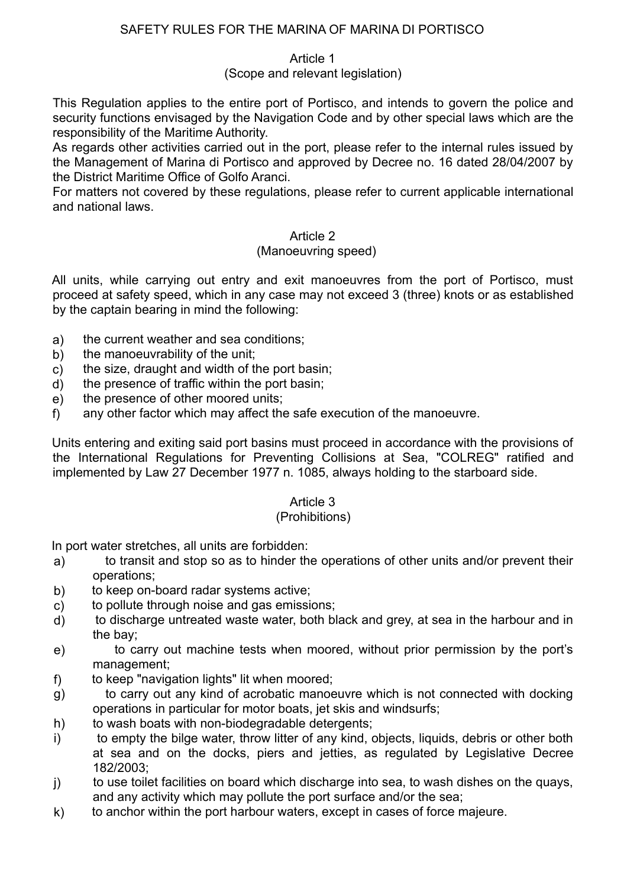# SAFETY RULES FOR THE MARINA OF MARINA DI PORTISCO

## Article 1
### (Scope and relevant legislation)

This Regulation applies to the entire port of Portisco, and intends to govern the police and security functions envisaged by the Navigation Code and by other special laws which are the responsibility of the Maritime Authority.

As regards other activities carried out in the port, please refer to the internal rules issued by the Management of Marina di Portisco and approved by Decree no. 16 dated 28/04/2007 by the District Maritime Office of Golfo Aranci.

For matters not covered by these regulations, please refer to current applicable international and national laws.

## Article 2
### (Manoeuvring speed)

All units, while carrying out entry and exit manoeuvres from the port of Portisco, must proceed at safety speed, which in any case may not exceed 3 (three) knots or as established by the captain bearing in mind the following:

a) the current weather and sea conditions;
b) the manoeuvrability of the unit;
c) the size, draught and width of the port basin;
d) the presence of traffic within the port basin;
e) the presence of other moored units;
f) any other factor which may affect the safe execution of the manoeuvre.

Units entering and exiting said port basins must proceed in accordance with the provisions of the International Regulations for Preventing Collisions at Sea, "COLREG" ratified and implemented by Law 27 December 1977 n. 1085, always holding to the starboard side.

## Article 3
### (Prohibitions)

In port water stretches, all units are forbidden:

a) to transit and stop so as to hinder the operations of other units and/or prevent their operations;
b) to keep on-board radar systems active;
c) to pollute through noise and gas emissions;
d) to discharge untreated waste water, both black and grey, at sea in the harbour and in the bay;
e) to carry out machine tests when moored, without prior permission by the port's management;
f) to keep "navigation lights" lit when moored;
g) to carry out any kind of acrobatic manoeuvre which is not connected with docking operations in particular for motor boats, jet skis and windsurfs;
h) to wash boats with non-biodegradable detergents;
i) to empty the bilge water, throw litter of any kind, objects, liquids, debris or other both at sea and on the docks, piers and jetties, as regulated by Legislative Decree 182/2003;
j) to use toilet facilities on board which discharge into sea, to wash dishes on the quays, and any activity which may pollute the port surface and/or the sea;
k) to anchor within the port harbour waters, except in cases of force majeure.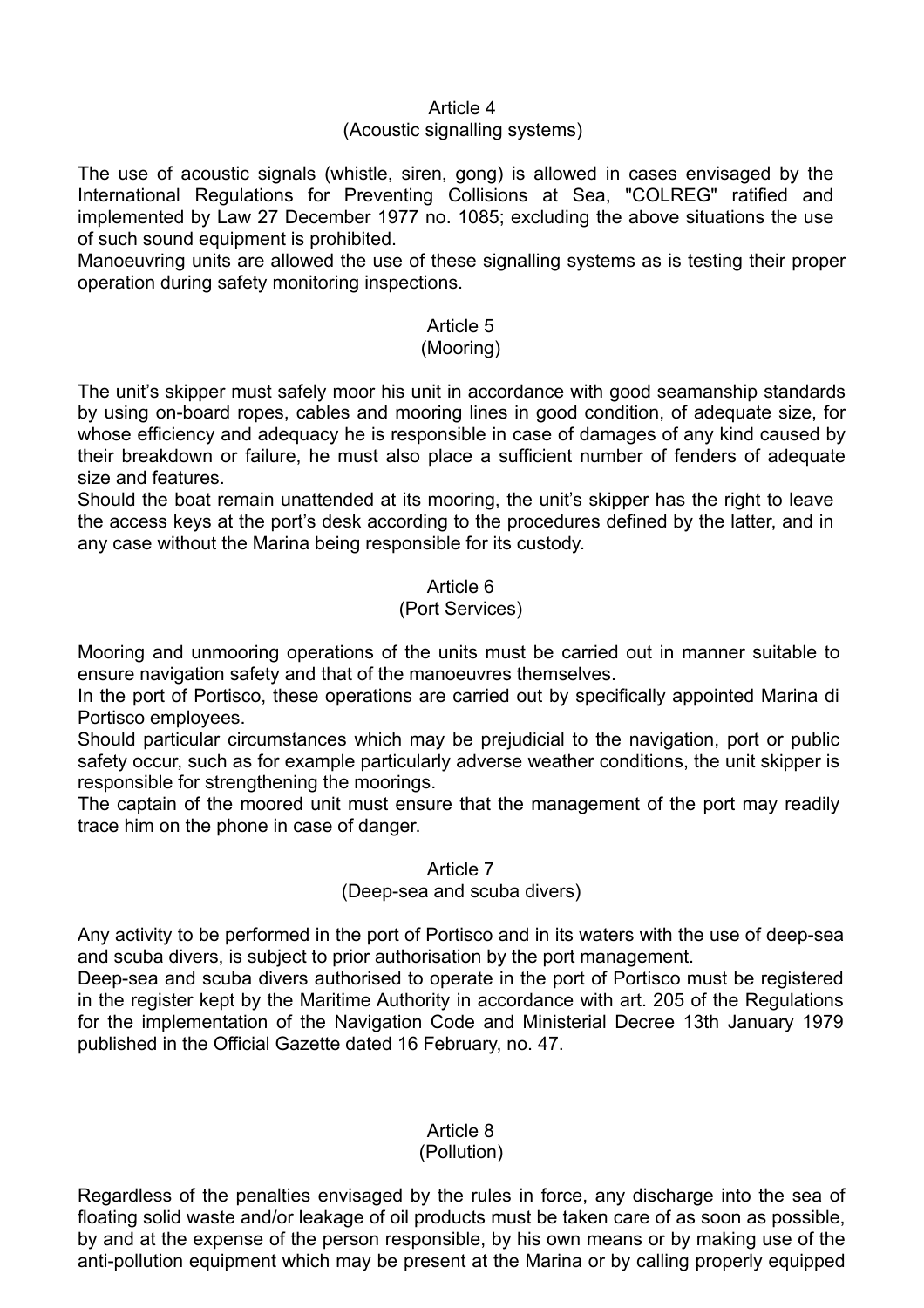## Article 4
### (Acoustic signalling systems)

The use of acoustic signals (whistle, siren, gong) is allowed in cases envisaged by the International Regulations for Preventing Collisions at Sea, "COLREG" ratified and implemented by Law 27 December 1977 no. 1085; excluding the above situations the use of such sound equipment is prohibited.

Manoeuvring units are allowed the use of these signalling systems as is testing their proper operation during safety monitoring inspections.

## Article 5
### (Mooring)

The unit's skipper must safely moor his unit in accordance with good seamanship standards by using on-board ropes, cables and mooring lines in good condition, of adequate size, for whose efficiency and adequacy he is responsible in case of damages of any kind caused by their breakdown or failure, he must also place a sufficient number of fenders of adequate size and features.

Should the boat remain unattended at its mooring, the unit's skipper has the right to leave the access keys at the port's desk according to the procedures defined by the latter, and in any case without the Marina being responsible for its custody.

## Article 6
### (Port Services)

Mooring and unmooring operations of the units must be carried out in manner suitable to ensure navigation safety and that of the manoeuvres themselves.

In the port of Portisco, these operations are carried out by specifically appointed Marina di Portisco employees.

Should particular circumstances which may be prejudicial to the navigation, port or public safety occur, such as for example particularly adverse weather conditions, the unit skipper is responsible for strengthening the moorings.

The captain of the moored unit must ensure that the management of the port may readily trace him on the phone in case of danger.

## Article 7
### (Deep-sea and scuba divers)

Any activity to be performed in the port of Portisco and in its waters with the use of deep-sea and scuba divers, is subject to prior authorisation by the port management.

Deep-sea and scuba divers authorised to operate in the port of Portisco must be registered in the register kept by the Maritime Authority in accordance with art. 205 of the Regulations for the implementation of the Navigation Code and Ministerial Decree 13th January 1979 published in the Official Gazette dated 16 February, no. 47.

## Article 8
### (Pollution)

Regardless of the penalties envisaged by the rules in force, any discharge into the sea of floating solid waste and/or leakage of oil products must be taken care of as soon as possible, by and at the expense of the person responsible, by his own means or by making use of the anti-pollution equipment which may be present at the Marina or by calling properly equipped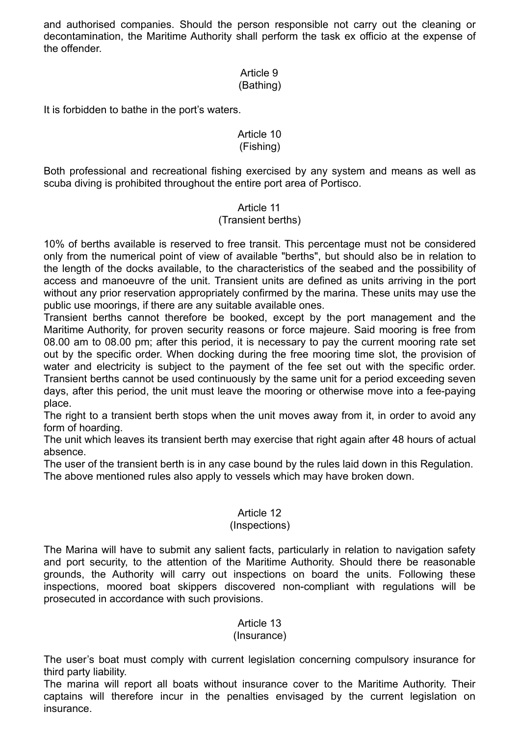and authorised companies. Should the person responsible not carry out the cleaning or decontamination, the Maritime Authority shall perform the task ex officio at the expense of the offender.

### Article 9
### (Bathing)

It is forbidden to bathe in the port's waters.

### Article 10
### (Fishing)

Both professional and recreational fishing exercised by any system and means as well as scuba diving is prohibited throughout the entire port area of Portisco.

### Article 11
### (Transient berths)

10% of berths available is reserved to free transit. This percentage must not be considered only from the numerical point of view of available "berths", but should also be in relation to the length of the docks available, to the characteristics of the seabed and the possibility of access and manoeuvre of the unit. Transient units are defined as units arriving in the port without any prior reservation appropriately confirmed by the marina. These units may use the public use moorings, if there are any suitable available ones.
Transient berths cannot therefore be booked, except by the port management and the Maritime Authority, for proven security reasons or force majeure. Said mooring is free from 08.00 am to 08.00 pm; after this period, it is necessary to pay the current mooring rate set out by the specific order. When docking during the free mooring time slot, the provision of water and electricity is subject to the payment of the fee set out with the specific order. Transient berths cannot be used continuously by the same unit for a period exceeding seven days, after this period, the unit must leave the mooring or otherwise move into a fee-paying place.
The right to a transient berth stops when the unit moves away from it, in order to avoid any form of hoarding.
The unit which leaves its transient berth may exercise that right again after 48 hours of actual absence.
The user of the transient berth is in any case bound by the rules laid down in this Regulation.
The above mentioned rules also apply to vessels which may have broken down.

### Article 12
### (Inspections)

The Marina will have to submit any salient facts, particularly in relation to navigation safety and port security, to the attention of the Maritime Authority. Should there be reasonable grounds, the Authority will carry out inspections on board the units. Following these inspections, moored boat skippers discovered non-compliant with regulations will be prosecuted in accordance with such provisions.

### Article 13
### (Insurance)

The user's boat must comply with current legislation concerning compulsory insurance for third party liability.
The marina will report all boats without insurance cover to the Maritime Authority. Their captains will therefore incur in the penalties envisaged by the current legislation on insurance.